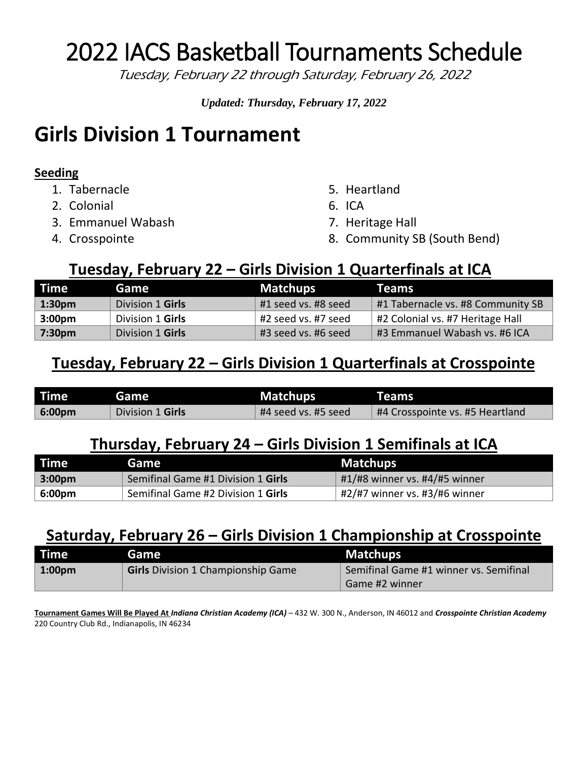# 2022 IACS Basketball Tournaments Schedule

*Tuesday, February 22 through Saturday, February 26, 2022*

***Updated: Thursday, February 17, 2022***

# Girls Division 1 Tournament

**Seeding**

1. Tabernacle
2. Colonial
3. Emmanuel Wabash
4. Crosspointe
5. Heartland
6. ICA
7. Heritage Hall
8. Community SB (South Bend)

## Tuesday, February 22 – Girls Division 1 Quarterfinals at ICA

| Time | Game | Matchups | Teams |
|---|---|---|---|
| **1:30pm** | Division 1 **Girls** | #1 seed vs. #8 seed | #1 Tabernacle vs. #8 Community SB |
| **3:00pm** | Division 1 **Girls** | #2 seed vs. #7 seed | #2 Colonial vs. #7 Heritage Hall |
| **7:30pm** | Division 1 **Girls** | #3 seed vs. #6 seed | #3 Emmanuel Wabash vs. #6 ICA |

## Tuesday, February 22 – Girls Division 1 Quarterfinals at Crosspointe

| Time | Game | Matchups | Teams |
|---|---|---|---|
| **6:00pm** | Division 1 **Girls** | #4 seed vs. #5 seed | #4 Crosspointe vs. #5 Heartland |

## Thursday, February 24 – Girls Division 1 Semifinals at ICA

| Time | Game | Matchups |
|---|---|---|
| **3:00pm** | Semifinal Game #1 Division 1 **Girls** | #1/#8 winner vs. #4/#5 winner |
| **6:00pm** | Semifinal Game #2 Division 1 **Girls** | #2/#7 winner vs. #3/#6 winner |

## Saturday, February 26 – Girls Division 1 Championship at Crosspointe

| Time | Game | Matchups |
|---|---|---|
| **1:00pm** | **Girls** Division 1 Championship Game | Semifinal Game #1 winner vs. Semifinal Game #2 winner |

**Tournament Games Will Be Played At** ***Indiana Christian Academy (ICA)*** – 432 W. 300 N., Anderson, IN 46012 and ***Crosspointe Christian Academy*** 220 Country Club Rd., Indianapolis, IN 46234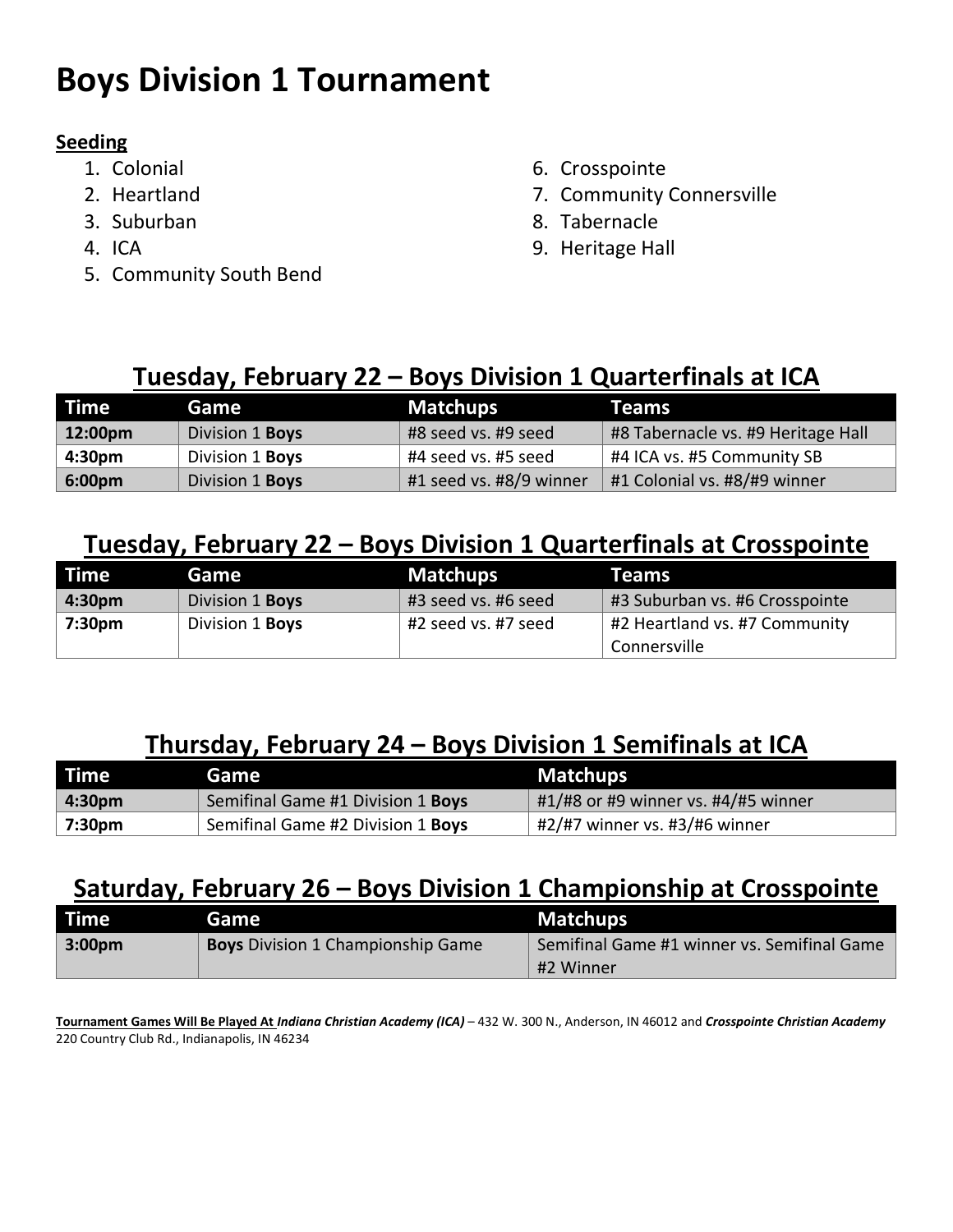# Boys Division 1 Tournament

**Seeding**

1. Colonial
2. Heartland
3. Suburban
4. ICA
5. Community South Bend
6. Crosspointe
7. Community Connersville
8. Tabernacle
9. Heritage Hall

## Tuesday, February 22 – Boys Division 1 Quarterfinals at ICA

| Time | Game | Matchups | Teams |
|---|---|---|---|
| **12:00pm** | Division 1 **Boys** | #8 seed vs. #9 seed | #8 Tabernacle vs. #9 Heritage Hall |
| **4:30pm** | Division 1 **Boys** | #4 seed vs. #5 seed | #4 ICA vs. #5 Community SB |
| **6:00pm** | Division 1 **Boys** | #1 seed vs. #8/9 winner | #1 Colonial vs. #8/#9 winner |

## Tuesday, February 22 – Boys Division 1 Quarterfinals at Crosspointe

| Time | Game | Matchups | Teams |
|---|---|---|---|
| **4:30pm** | Division 1 **Boys** | #3 seed vs. #6 seed | #3 Suburban vs. #6 Crosspointe |
| **7:30pm** | Division 1 **Boys** | #2 seed vs. #7 seed | #2 Heartland vs. #7 Community Connersville |

## Thursday, February 24 – Boys Division 1 Semifinals at ICA

| Time | Game | Matchups |
|---|---|---|
| **4:30pm** | Semifinal Game #1 Division 1 **Boys** | #1/#8 or #9 winner vs. #4/#5 winner |
| **7:30pm** | Semifinal Game #2 Division 1 **Boys** | #2/#7 winner vs. #3/#6 winner |

## Saturday, February 26 – Boys Division 1 Championship at Crosspointe

| Time | Game | Matchups |
|---|---|---|
| **3:00pm** | **Boys** Division 1 Championship Game | Semifinal Game #1 winner vs. Semifinal Game #2 Winner |

**Tournament Games Will Be Played At** ***Indiana Christian Academy (ICA)*** – 432 W. 300 N., Anderson, IN 46012 and ***Crosspointe Christian Academy*** 220 Country Club Rd., Indianapolis, IN 46234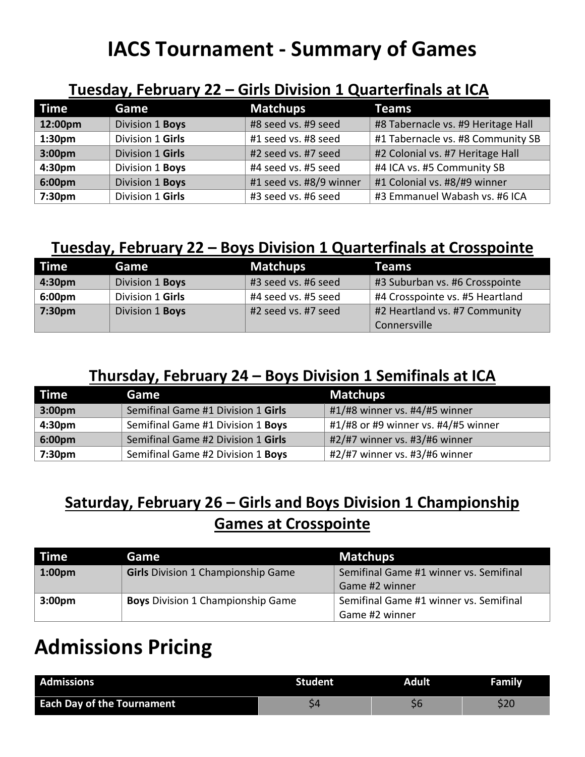# IACS Tournament - Summary of Games

## Tuesday, February 22 – Girls Division 1 Quarterfinals at ICA

| Time | Game | Matchups | Teams |
|---|---|---|---|
| **12:00pm** | Division 1 **Boys** | #8 seed vs. #9 seed | #8 Tabernacle vs. #9 Heritage Hall |
| **1:30pm** | Division 1 **Girls** | #1 seed vs. #8 seed | #1 Tabernacle vs. #8 Community SB |
| **3:00pm** | Division 1 **Girls** | #2 seed vs. #7 seed | #2 Colonial vs. #7 Heritage Hall |
| **4:30pm** | Division 1 **Boys** | #4 seed vs. #5 seed | #4 ICA vs. #5 Community SB |
| **6:00pm** | Division 1 **Boys** | #1 seed vs. #8/9 winner | #1 Colonial vs. #8/#9 winner |
| **7:30pm** | Division 1 **Girls** | #3 seed vs. #6 seed | #3 Emmanuel Wabash vs. #6 ICA |

## Tuesday, February 22 – Boys Division 1 Quarterfinals at Crosspointe

| Time | Game | Matchups | Teams |
|---|---|---|---|
| **4:30pm** | Division 1 **Boys** | #3 seed vs. #6 seed | #3 Suburban vs. #6 Crosspointe |
| **6:00pm** | Division 1 **Girls** | #4 seed vs. #5 seed | #4 Crosspointe vs. #5 Heartland |
| **7:30pm** | Division 1 **Boys** | #2 seed vs. #7 seed | #2 Heartland vs. #7 Community Connersville |

## Thursday, February 24 – Boys Division 1 Semifinals at ICA

| Time | Game | Matchups |
|---|---|---|
| **3:00pm** | Semifinal Game #1 Division 1 **Girls** | #1/#8 winner vs. #4/#5 winner |
| **4:30pm** | Semifinal Game #1 Division 1 **Boys** | #1/#8 or #9 winner vs. #4/#5 winner |
| **6:00pm** | Semifinal Game #2 Division 1 **Girls** | #2/#7 winner vs. #3/#6 winner |
| **7:30pm** | Semifinal Game #2 Division 1 **Boys** | #2/#7 winner vs. #3/#6 winner |

## Saturday, February 26 – Girls and Boys Division 1 Championship Games at Crosspointe

| Time | Game | Matchups |
|---|---|---|
| **1:00pm** | **Girls** Division 1 Championship Game | Semifinal Game #1 winner vs. Semifinal Game #2 winner |
| **3:00pm** | **Boys** Division 1 Championship Game | Semifinal Game #1 winner vs. Semifinal Game #2 winner |

# Admissions Pricing

| Admissions | Student | Adult | Family |
|---|---|---|---|
| **Each Day of the Tournament** | $4 | $6 | $20 |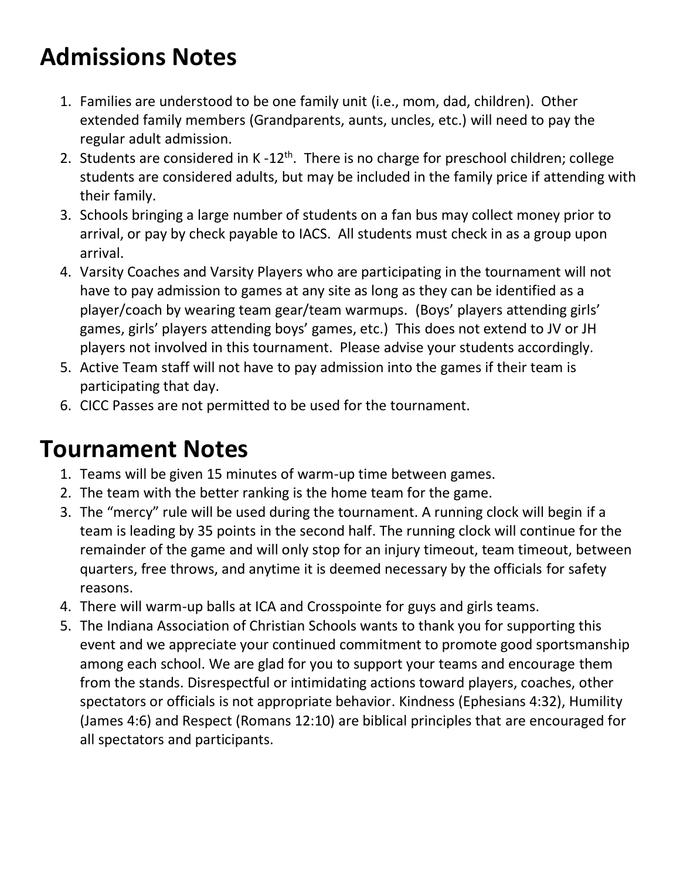# Admissions Notes

1. Families are understood to be one family unit (i.e., mom, dad, children). Other extended family members (Grandparents, aunts, uncles, etc.) will need to pay the regular adult admission.
2. Students are considered in K -12th. There is no charge for preschool children; college students are considered adults, but may be included in the family price if attending with their family.
3. Schools bringing a large number of students on a fan bus may collect money prior to arrival, or pay by check payable to IACS. All students must check in as a group upon arrival.
4. Varsity Coaches and Varsity Players who are participating in the tournament will not have to pay admission to games at any site as long as they can be identified as a player/coach by wearing team gear/team warmups. (Boys' players attending girls' games, girls' players attending boys' games, etc.) This does not extend to JV or JH players not involved in this tournament. Please advise your students accordingly.
5. Active Team staff will not have to pay admission into the games if their team is participating that day.
6. CICC Passes are not permitted to be used for the tournament.

# Tournament Notes

1. Teams will be given 15 minutes of warm-up time between games.
2. The team with the better ranking is the home team for the game.
3. The "mercy" rule will be used during the tournament. A running clock will begin if a team is leading by 35 points in the second half. The running clock will continue for the remainder of the game and will only stop for an injury timeout, team timeout, between quarters, free throws, and anytime it is deemed necessary by the officials for safety reasons.
4. There will warm-up balls at ICA and Crosspointe for guys and girls teams.
5. The Indiana Association of Christian Schools wants to thank you for supporting this event and we appreciate your continued commitment to promote good sportsmanship among each school. We are glad for you to support your teams and encourage them from the stands. Disrespectful or intimidating actions toward players, coaches, other spectators or officials is not appropriate behavior. Kindness (Ephesians 4:32), Humility (James 4:6) and Respect (Romans 12:10) are biblical principles that are encouraged for all spectators and participants.